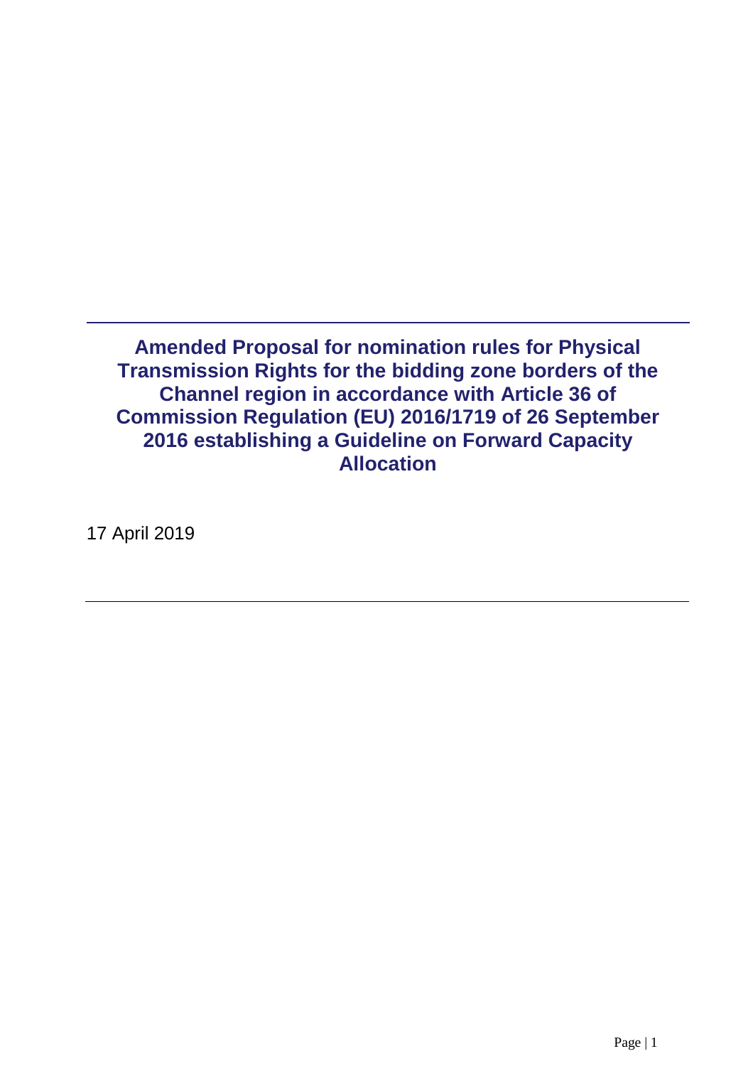# Amended Proposal for nomination rules for Physical Transmission Rights for the bidding zone borders of the Channel region in accordance with Article 36 of Commission Regulation (EU) 2016/1719 of 26 September 2016 establishing a Guideline on Forward Capacity Allocation

17 April 2019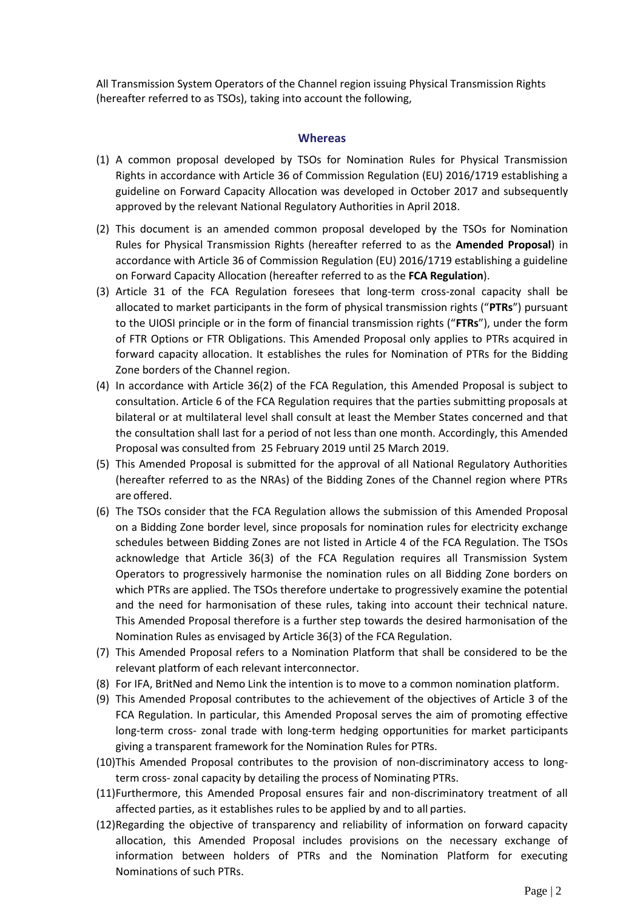All Transmission System Operators of the Channel region issuing Physical Transmission Rights (hereafter referred to as TSOs), taking into account the following,

## Whereas

(1) A common proposal developed by TSOs for Nomination Rules for Physical Transmission Rights in accordance with Article 36 of Commission Regulation (EU) 2016/1719 establishing a guideline on Forward Capacity Allocation was developed in October 2017 and subsequently approved by the relevant National Regulatory Authorities in April 2018.

(2) This document is an amended common proposal developed by the TSOs for Nomination Rules for Physical Transmission Rights (hereafter referred to as the **Amended Proposal**) in accordance with Article 36 of Commission Regulation (EU) 2016/1719 establishing a guideline on Forward Capacity Allocation (hereafter referred to as the **FCA Regulation**).

(3) Article 31 of the FCA Regulation foresees that long-term cross-zonal capacity shall be allocated to market participants in the form of physical transmission rights ("**PTRs**") pursuant to the UIOSI principle or in the form of financial transmission rights ("**FTRs**"), under the form of FTR Options or FTR Obligations. This Amended Proposal only applies to PTRs acquired in forward capacity allocation. It establishes the rules for Nomination of PTRs for the Bidding Zone borders of the Channel region.

(4) In accordance with Article 36(2) of the FCA Regulation, this Amended Proposal is subject to consultation. Article 6 of the FCA Regulation requires that the parties submitting proposals at bilateral or at multilateral level shall consult at least the Member States concerned and that the consultation shall last for a period of not less than one month. Accordingly, this Amended Proposal was consulted from 25 February 2019 until 25 March 2019.

(5) This Amended Proposal is submitted for the approval of all National Regulatory Authorities (hereafter referred to as the NRAs) of the Bidding Zones of the Channel region where PTRs are offered.

(6) The TSOs consider that the FCA Regulation allows the submission of this Amended Proposal on a Bidding Zone border level, since proposals for nomination rules for electricity exchange schedules between Bidding Zones are not listed in Article 4 of the FCA Regulation. The TSOs acknowledge that Article 36(3) of the FCA Regulation requires all Transmission System Operators to progressively harmonise the nomination rules on all Bidding Zone borders on which PTRs are applied. The TSOs therefore undertake to progressively examine the potential and the need for harmonisation of these rules, taking into account their technical nature. This Amended Proposal therefore is a further step towards the desired harmonisation of the Nomination Rules as envisaged by Article 36(3) of the FCA Regulation.

(7) This Amended Proposal refers to a Nomination Platform that shall be considered to be the relevant platform of each relevant interconnector.

(8) For IFA, BritNed and Nemo Link the intention is to move to a common nomination platform.

(9) This Amended Proposal contributes to the achievement of the objectives of Article 3 of the FCA Regulation. In particular, this Amended Proposal serves the aim of promoting effective long-term cross- zonal trade with long-term hedging opportunities for market participants giving a transparent framework for the Nomination Rules for PTRs.

(10) This Amended Proposal contributes to the provision of non-discriminatory access to long-term cross- zonal capacity by detailing the process of Nominating PTRs.

(11) Furthermore, this Amended Proposal ensures fair and non-discriminatory treatment of all affected parties, as it establishes rules to be applied by and to all parties.

(12) Regarding the objective of transparency and reliability of information on forward capacity allocation, this Amended Proposal includes provisions on the necessary exchange of information between holders of PTRs and the Nomination Platform for executing Nominations of such PTRs.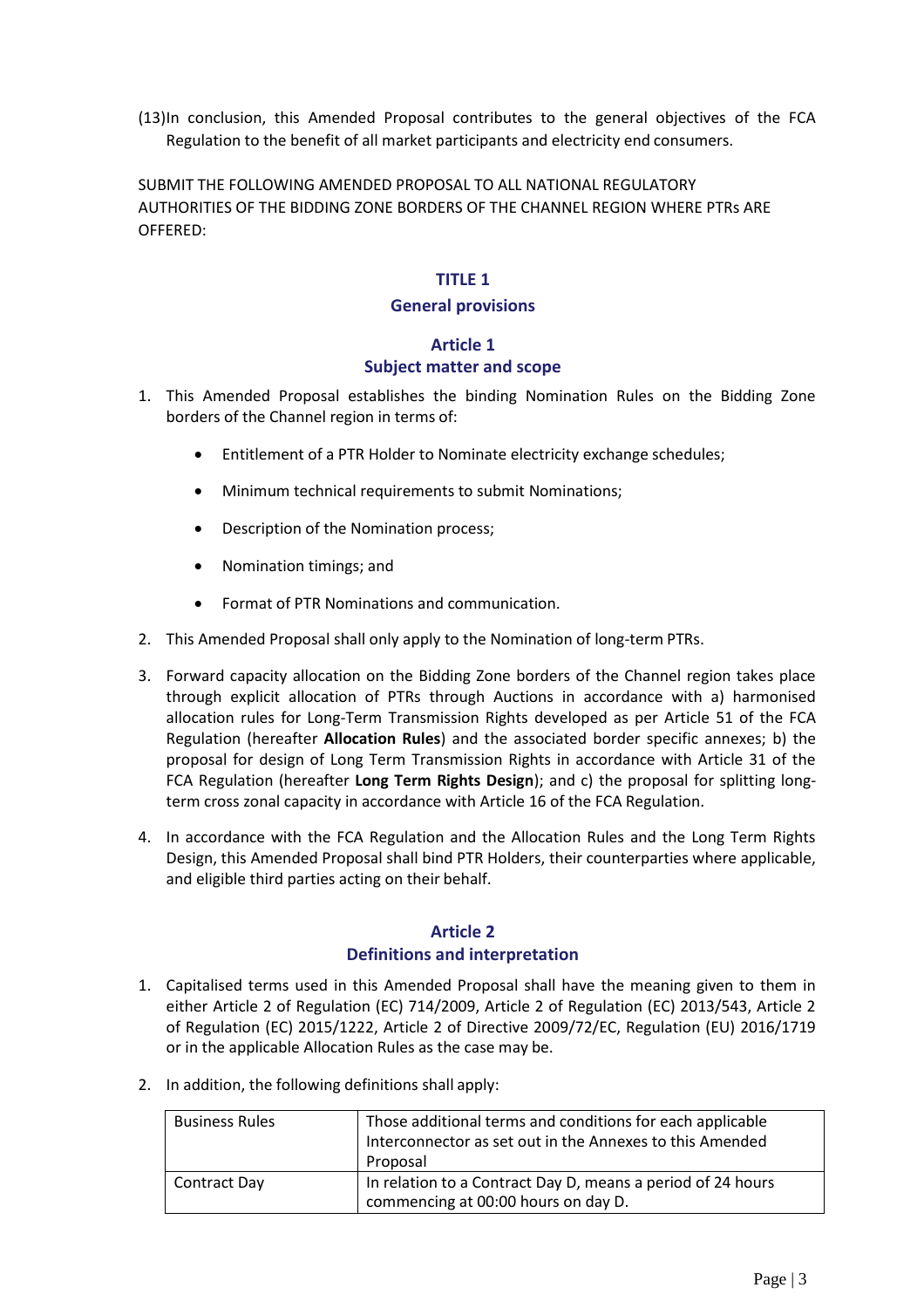(13)In conclusion, this Amended Proposal contributes to the general objectives of the FCA Regulation to the benefit of all market participants and electricity end consumers.

SUBMIT THE FOLLOWING AMENDED PROPOSAL TO ALL NATIONAL REGULATORY AUTHORITIES OF THE BIDDING ZONE BORDERS OF THE CHANNEL REGION WHERE PTRs ARE OFFERED:

# TITLE 1
## General provisions

### Article 1
### Subject matter and scope

1. This Amended Proposal establishes the binding Nomination Rules on the Bidding Zone borders of the Channel region in terms of:

    - Entitlement of a PTR Holder to Nominate electricity exchange schedules;
    - Minimum technical requirements to submit Nominations;
    - Description of the Nomination process;
    - Nomination timings; and
    - Format of PTR Nominations and communication.

2. This Amended Proposal shall only apply to the Nomination of long-term PTRs.

3. Forward capacity allocation on the Bidding Zone borders of the Channel region takes place through explicit allocation of PTRs through Auctions in accordance with a) harmonised allocation rules for Long-Term Transmission Rights developed as per Article 51 of the FCA Regulation (hereafter **Allocation Rules**) and the associated border specific annexes; b) the proposal for design of Long Term Transmission Rights in accordance with Article 31 of the FCA Regulation (hereafter **Long Term Rights Design**); and c) the proposal for splitting long-term cross zonal capacity in accordance with Article 16 of the FCA Regulation.

4. In accordance with the FCA Regulation and the Allocation Rules and the Long Term Rights Design, this Amended Proposal shall bind PTR Holders, their counterparties where applicable, and eligible third parties acting on their behalf.

### Article 2
### Definitions and interpretation

1. Capitalised terms used in this Amended Proposal shall have the meaning given to them in either Article 2 of Regulation (EC) 714/2009, Article 2 of Regulation (EC) 2013/543, Article 2 of Regulation (EC) 2015/1222, Article 2 of Directive 2009/72/EC, Regulation (EU) 2016/1719 or in the applicable Allocation Rules as the case may be.

2. In addition, the following definitions shall apply:

| Business Rules | Those additional terms and conditions for each applicable Interconnector as set out in the Annexes to this Amended Proposal |
|---|---|
| Contract Day | In relation to a Contract Day D, means a period of 24 hours commencing at 00:00 hours on day D. |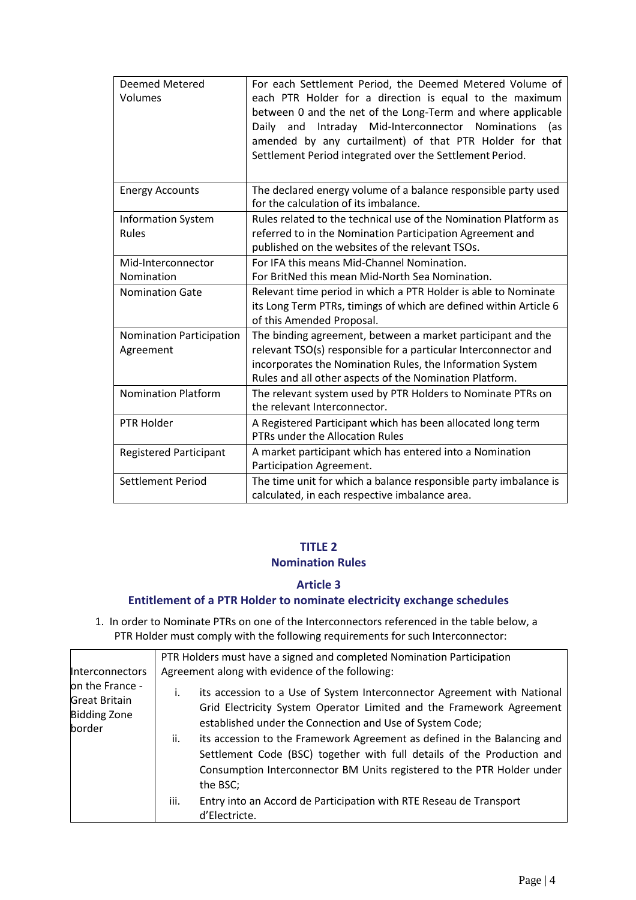| | |
|---|---|
| Deemed Metered Volumes | For each Settlement Period, the Deemed Metered Volume of each PTR Holder for a direction is equal to the maximum between 0 and the net of the Long-Term and where applicable Daily and Intraday Mid-Interconnector Nominations (as amended by any curtailment) of that PTR Holder for that Settlement Period integrated over the Settlement Period. |
| Energy Accounts | The declared energy volume of a balance responsible party used for the calculation of its imbalance. |
| Information System Rules | Rules related to the technical use of the Nomination Platform as referred to in the Nomination Participation Agreement and published on the websites of the relevant TSOs. |
| Mid-Interconnector Nomination | For IFA this means Mid-Channel Nomination.<br>For BritNed this mean Mid-North Sea Nomination. |
| Nomination Gate | Relevant time period in which a PTR Holder is able to Nominate its Long Term PTRs, timings of which are defined within Article 6 of this Amended Proposal. |
| Nomination Participation Agreement | The binding agreement, between a market participant and the relevant TSO(s) responsible for a particular Interconnector and incorporates the Nomination Rules, the Information System Rules and all other aspects of the Nomination Platform. |
| Nomination Platform | The relevant system used by PTR Holders to Nominate PTRs on the relevant Interconnector. |
| PTR Holder | A Registered Participant which has been allocated long term PTRs under the Allocation Rules |
| Registered Participant | A market participant which has entered into a Nomination Participation Agreement. |
| Settlement Period | The time unit for which a balance responsible party imbalance is calculated, in each respective imbalance area. |

# TITLE 2
# Nomination Rules

## Article 3
## Entitlement of a PTR Holder to nominate electricity exchange schedules

1. In order to Nominate PTRs on one of the Interconnectors referenced in the table below, a PTR Holder must comply with the following requirements for such Interconnector:

| | |
|---|---|
| Interconnectors on the France - Great Britain Bidding Zone border | PTR Holders must have a signed and completed Nomination Participation Agreement along with evidence of the following:<br>i. its accession to a Use of System Interconnector Agreement with National Grid Electricity System Operator Limited and the Framework Agreement established under the Connection and Use of System Code;<br>ii. its accession to the Framework Agreement as defined in the Balancing and Settlement Code (BSC) together with full details of the Production and Consumption Interconnector BM Units registered to the PTR Holder under the BSC;<br>iii. Entry into an Accord de Participation with RTE Reseau de Transport d'Electricte. |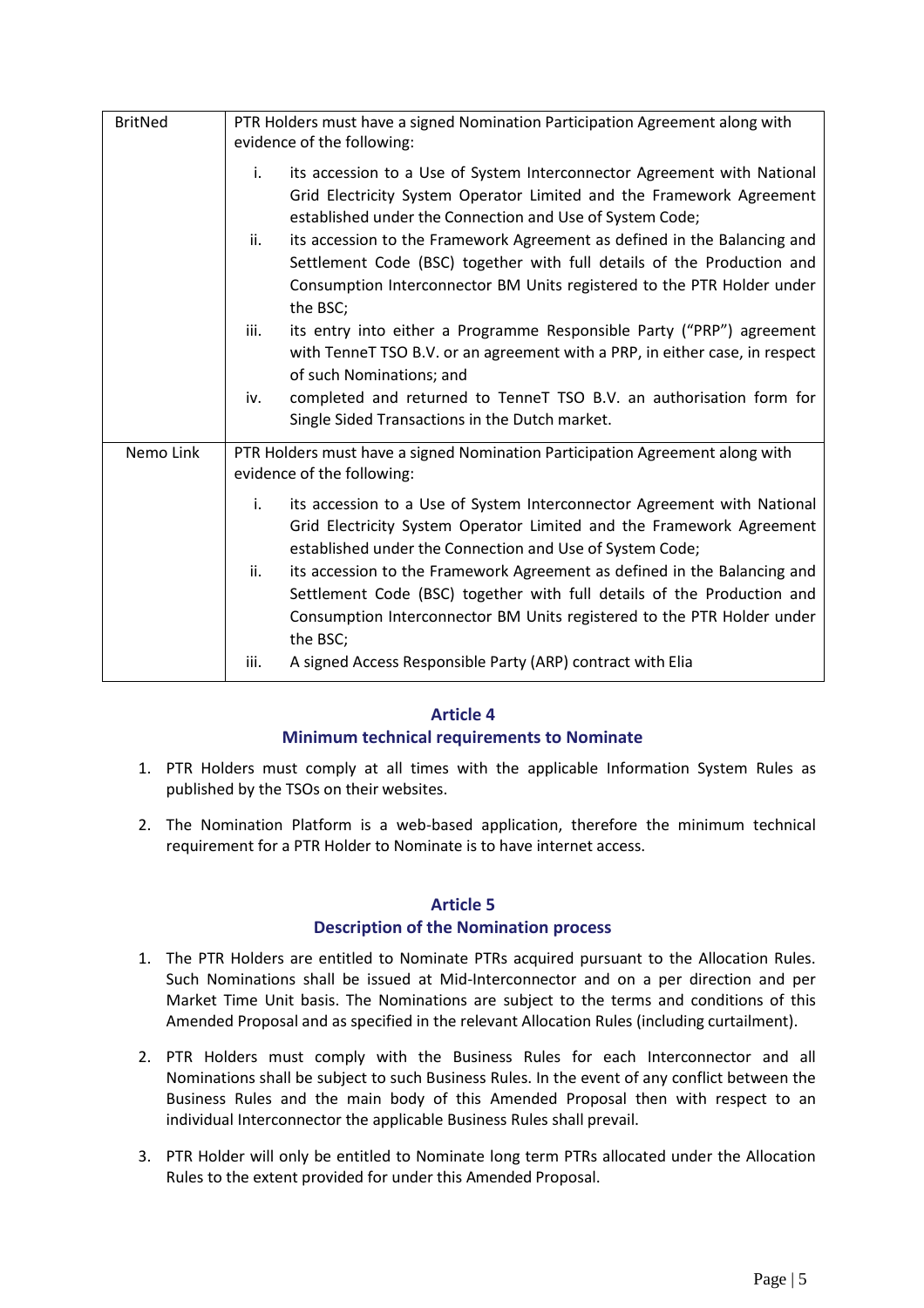| | |
|---|---|
| BritNed | PTR Holders must have a signed Nomination Participation Agreement along with evidence of the following:<br><br>i. its accession to a Use of System Interconnector Agreement with National Grid Electricity System Operator Limited and the Framework Agreement established under the Connection and Use of System Code;<br>ii. its accession to the Framework Agreement as defined in the Balancing and Settlement Code (BSC) together with full details of the Production and Consumption Interconnector BM Units registered to the PTR Holder under the BSC;<br>iii. its entry into either a Programme Responsible Party ("PRP") agreement with TenneT TSO B.V. or an agreement with a PRP, in either case, in respect of such Nominations; and<br>iv. completed and returned to TenneT TSO B.V. an authorisation form for Single Sided Transactions in the Dutch market. |
| Nemo Link | PTR Holders must have a signed Nomination Participation Agreement along with evidence of the following:<br><br>i. its accession to a Use of System Interconnector Agreement with National Grid Electricity System Operator Limited and the Framework Agreement established under the Connection and Use of System Code;<br>ii. its accession to the Framework Agreement as defined in the Balancing and Settlement Code (BSC) together with full details of the Production and Consumption Interconnector BM Units registered to the PTR Holder under the BSC;<br>iii. A signed Access Responsible Party (ARP) contract with Elia |

## Article 4
## Minimum technical requirements to Nominate

1. PTR Holders must comply at all times with the applicable Information System Rules as published by the TSOs on their websites.

2. The Nomination Platform is a web-based application, therefore the minimum technical requirement for a PTR Holder to Nominate is to have internet access.

## Article 5
## Description of the Nomination process

1. The PTR Holders are entitled to Nominate PTRs acquired pursuant to the Allocation Rules. Such Nominations shall be issued at Mid-Interconnector and on a per direction and per Market Time Unit basis. The Nominations are subject to the terms and conditions of this Amended Proposal and as specified in the relevant Allocation Rules (including curtailment).

2. PTR Holders must comply with the Business Rules for each Interconnector and all Nominations shall be subject to such Business Rules. In the event of any conflict between the Business Rules and the main body of this Amended Proposal then with respect to an individual Interconnector the applicable Business Rules shall prevail.

3. PTR Holder will only be entitled to Nominate long term PTRs allocated under the Allocation Rules to the extent provided for under this Amended Proposal.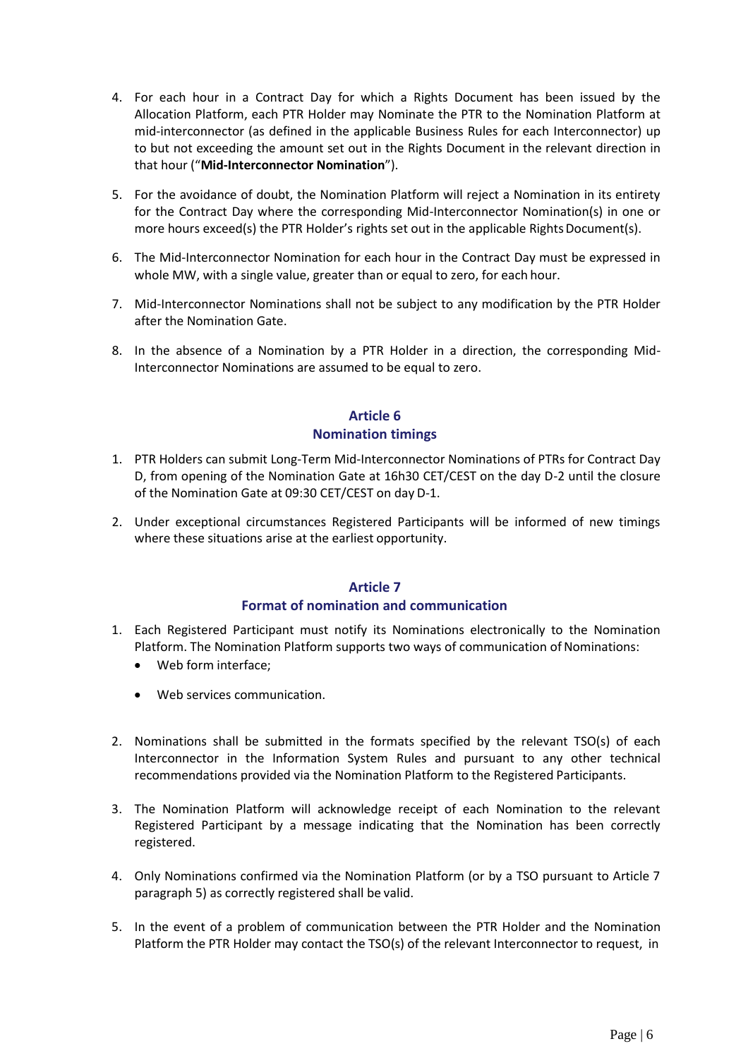4. For each hour in a Contract Day for which a Rights Document has been issued by the Allocation Platform, each PTR Holder may Nominate the PTR to the Nomination Platform at mid-interconnector (as defined in the applicable Business Rules for each Interconnector) up to but not exceeding the amount set out in the Rights Document in the relevant direction in that hour ("**Mid-Interconnector Nomination**").

5. For the avoidance of doubt, the Nomination Platform will reject a Nomination in its entirety for the Contract Day where the corresponding Mid-Interconnector Nomination(s) in one or more hours exceed(s) the PTR Holder's rights set out in the applicable Rights Document(s).

6. The Mid-Interconnector Nomination for each hour in the Contract Day must be expressed in whole MW, with a single value, greater than or equal to zero, for each hour.

7. Mid-Interconnector Nominations shall not be subject to any modification by the PTR Holder after the Nomination Gate.

8. In the absence of a Nomination by a PTR Holder in a direction, the corresponding Mid-Interconnector Nominations are assumed to be equal to zero.

## Article 6
## Nomination timings

1. PTR Holders can submit Long-Term Mid-Interconnector Nominations of PTRs for Contract Day D, from opening of the Nomination Gate at 16h30 CET/CEST on the day D-2 until the closure of the Nomination Gate at 09:30 CET/CEST on day D-1.

2. Under exceptional circumstances Registered Participants will be informed of new timings where these situations arise at the earliest opportunity.

## Article 7
## Format of nomination and communication

1. Each Registered Participant must notify its Nominations electronically to the Nomination Platform. The Nomination Platform supports two ways of communication of Nominations:
   - Web form interface;
   - Web services communication.

2. Nominations shall be submitted in the formats specified by the relevant TSO(s) of each Interconnector in the Information System Rules and pursuant to any other technical recommendations provided via the Nomination Platform to the Registered Participants.

3. The Nomination Platform will acknowledge receipt of each Nomination to the relevant Registered Participant by a message indicating that the Nomination has been correctly registered.

4. Only Nominations confirmed via the Nomination Platform (or by a TSO pursuant to Article 7 paragraph 5) as correctly registered shall be valid.

5. In the event of a problem of communication between the PTR Holder and the Nomination Platform the PTR Holder may contact the TSO(s) of the relevant Interconnector to request, in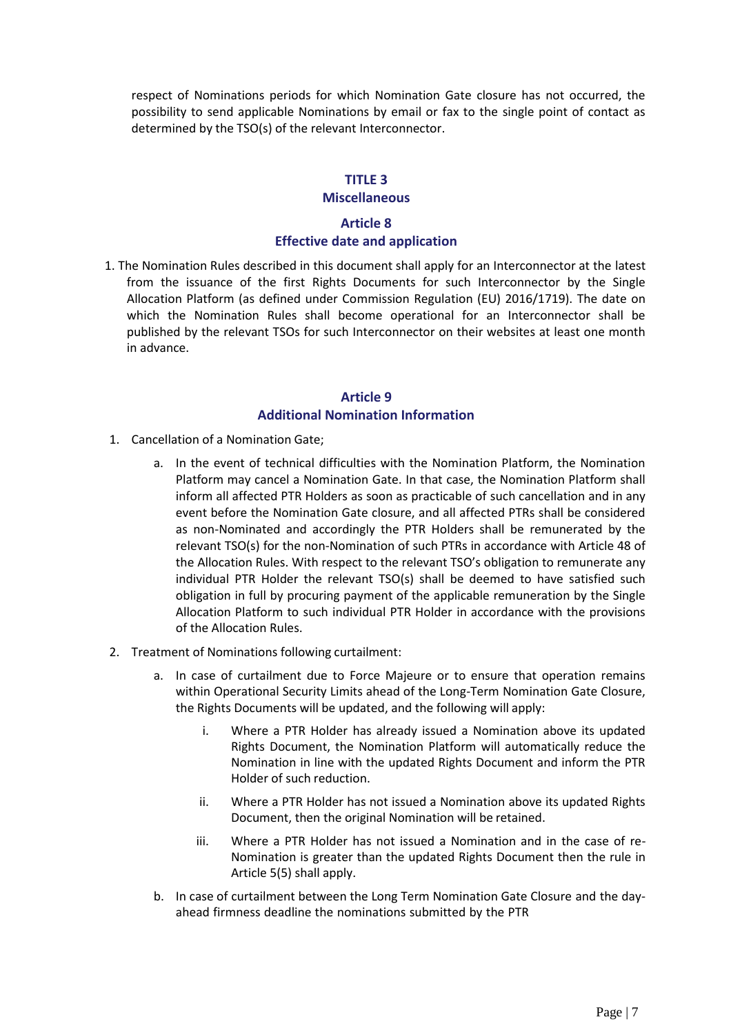respect of Nominations periods for which Nomination Gate closure has not occurred, the possibility to send applicable Nominations by email or fax to the single point of contact as determined by the TSO(s) of the relevant Interconnector.

## TITLE 3
## Miscellaneous

### Article 8
### Effective date and application

1. The Nomination Rules described in this document shall apply for an Interconnector at the latest from the issuance of the first Rights Documents for such Interconnector by the Single Allocation Platform (as defined under Commission Regulation (EU) 2016/1719). The date on which the Nomination Rules shall become operational for an Interconnector shall be published by the relevant TSOs for such Interconnector on their websites at least one month in advance.

### Article 9
### Additional Nomination Information

1. Cancellation of a Nomination Gate;
   a. In the event of technical difficulties with the Nomination Platform, the Nomination Platform may cancel a Nomination Gate. In that case, the Nomination Platform shall inform all affected PTR Holders as soon as practicable of such cancellation and in any event before the Nomination Gate closure, and all affected PTRs shall be considered as non-Nominated and accordingly the PTR Holders shall be remunerated by the relevant TSO(s) for the non-Nomination of such PTRs in accordance with Article 48 of the Allocation Rules. With respect to the relevant TSO's obligation to remunerate any individual PTR Holder the relevant TSO(s) shall be deemed to have satisfied such obligation in full by procuring payment of the applicable remuneration by the Single Allocation Platform to such individual PTR Holder in accordance with the provisions of the Allocation Rules.
2. Treatment of Nominations following curtailment:
   a. In case of curtailment due to Force Majeure or to ensure that operation remains within Operational Security Limits ahead of the Long-Term Nomination Gate Closure, the Rights Documents will be updated, and the following will apply:
      i. Where a PTR Holder has already issued a Nomination above its updated Rights Document, the Nomination Platform will automatically reduce the Nomination in line with the updated Rights Document and inform the PTR Holder of such reduction.
      ii. Where a PTR Holder has not issued a Nomination above its updated Rights Document, then the original Nomination will be retained.
      iii. Where a PTR Holder has not issued a Nomination and in the case of re-Nomination is greater than the updated Rights Document then the rule in Article 5(5) shall apply.
   b. In case of curtailment between the Long Term Nomination Gate Closure and the day-ahead firmness deadline the nominations submitted by the PTR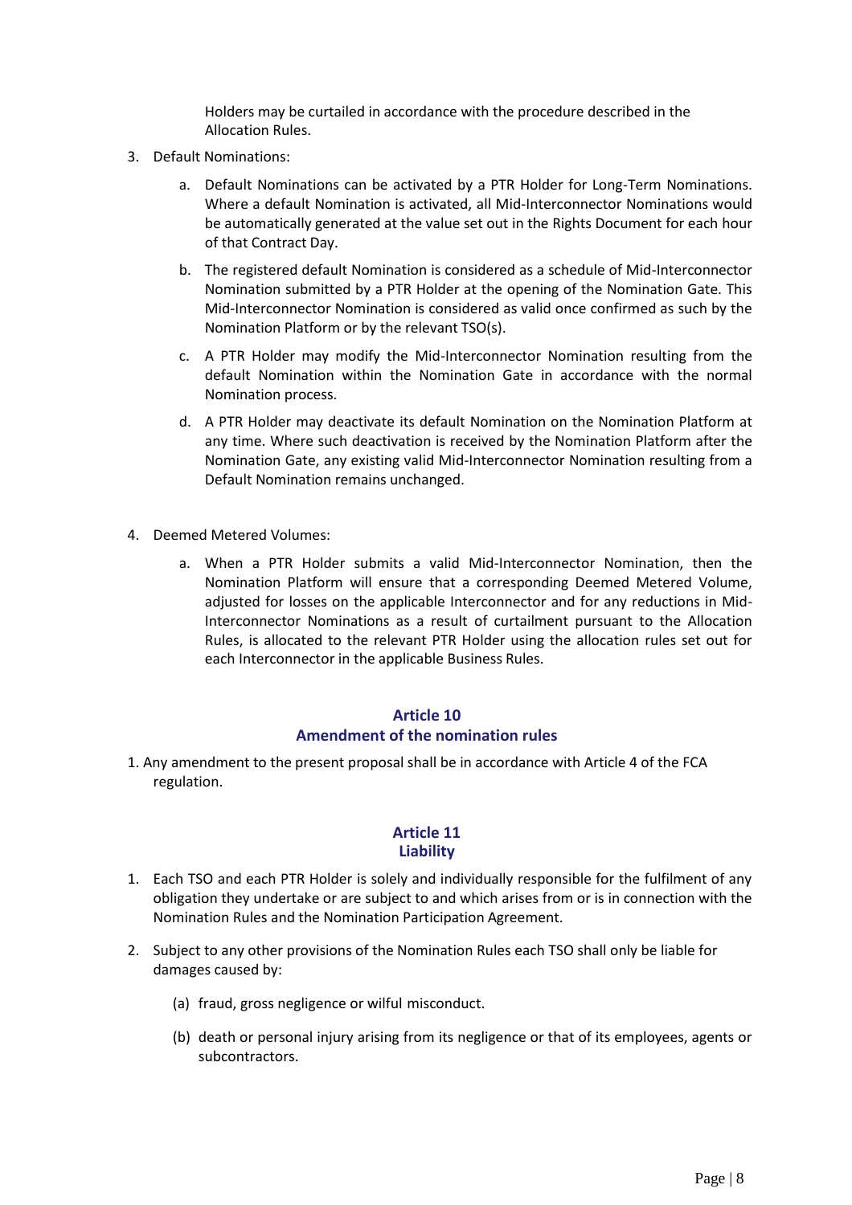Holders may be curtailed in accordance with the procedure described in the Allocation Rules.

3. Default Nominations:

   a. Default Nominations can be activated by a PTR Holder for Long-Term Nominations. Where a default Nomination is activated, all Mid-Interconnector Nominations would be automatically generated at the value set out in the Rights Document for each hour of that Contract Day.

   b. The registered default Nomination is considered as a schedule of Mid-Interconnector Nomination submitted by a PTR Holder at the opening of the Nomination Gate. This Mid-Interconnector Nomination is considered as valid once confirmed as such by the Nomination Platform or by the relevant TSO(s).

   c. A PTR Holder may modify the Mid-Interconnector Nomination resulting from the default Nomination within the Nomination Gate in accordance with the normal Nomination process.

   d. A PTR Holder may deactivate its default Nomination on the Nomination Platform at any time. Where such deactivation is received by the Nomination Platform after the Nomination Gate, any existing valid Mid-Interconnector Nomination resulting from a Default Nomination remains unchanged.

4. Deemed Metered Volumes:

   a. When a PTR Holder submits a valid Mid-Interconnector Nomination, then the Nomination Platform will ensure that a corresponding Deemed Metered Volume, adjusted for losses on the applicable Interconnector and for any reductions in Mid-Interconnector Nominations as a result of curtailment pursuant to the Allocation Rules, is allocated to the relevant PTR Holder using the allocation rules set out for each Interconnector in the applicable Business Rules.

## Article 10
## Amendment of the nomination rules

1. Any amendment to the present proposal shall be in accordance with Article 4 of the FCA regulation.

## Article 11
## Liability

1. Each TSO and each PTR Holder is solely and individually responsible for the fulfilment of any obligation they undertake or are subject to and which arises from or is in connection with the Nomination Rules and the Nomination Participation Agreement.

2. Subject to any other provisions of the Nomination Rules each TSO shall only be liable for damages caused by:

   (a) fraud, gross negligence or wilful misconduct.

   (b) death or personal injury arising from its negligence or that of its employees, agents or subcontractors.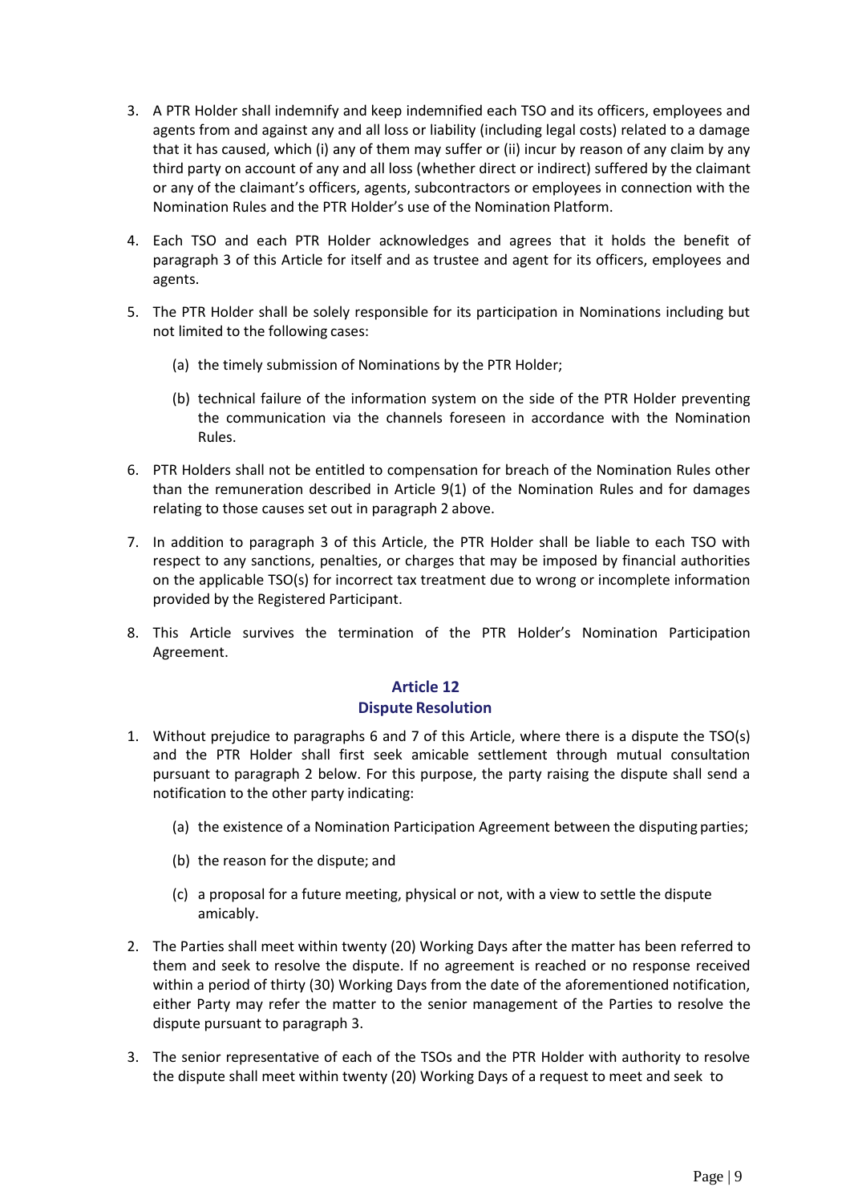3. A PTR Holder shall indemnify and keep indemnified each TSO and its officers, employees and agents from and against any and all loss or liability (including legal costs) related to a damage that it has caused, which (i) any of them may suffer or (ii) incur by reason of any claim by any third party on account of any and all loss (whether direct or indirect) suffered by the claimant or any of the claimant's officers, agents, subcontractors or employees in connection with the Nomination Rules and the PTR Holder's use of the Nomination Platform.

4. Each TSO and each PTR Holder acknowledges and agrees that it holds the benefit of paragraph 3 of this Article for itself and as trustee and agent for its officers, employees and agents.

5. The PTR Holder shall be solely responsible for its participation in Nominations including but not limited to the following cases:

   (a) the timely submission of Nominations by the PTR Holder;

   (b) technical failure of the information system on the side of the PTR Holder preventing the communication via the channels foreseen in accordance with the Nomination Rules.

6. PTR Holders shall not be entitled to compensation for breach of the Nomination Rules other than the remuneration described in Article 9(1) of the Nomination Rules and for damages relating to those causes set out in paragraph 2 above.

7. In addition to paragraph 3 of this Article, the PTR Holder shall be liable to each TSO with respect to any sanctions, penalties, or charges that may be imposed by financial authorities on the applicable TSO(s) for incorrect tax treatment due to wrong or incomplete information provided by the Registered Participant.

8. This Article survives the termination of the PTR Holder's Nomination Participation Agreement.

## Article 12
## Dispute Resolution

1. Without prejudice to paragraphs 6 and 7 of this Article, where there is a dispute the TSO(s) and the PTR Holder shall first seek amicable settlement through mutual consultation pursuant to paragraph 2 below. For this purpose, the party raising the dispute shall send a notification to the other party indicating:

   (a) the existence of a Nomination Participation Agreement between the disputing parties;

   (b) the reason for the dispute; and

   (c) a proposal for a future meeting, physical or not, with a view to settle the dispute amicably.

2. The Parties shall meet within twenty (20) Working Days after the matter has been referred to them and seek to resolve the dispute. If no agreement is reached or no response received within a period of thirty (30) Working Days from the date of the aforementioned notification, either Party may refer the matter to the senior management of the Parties to resolve the dispute pursuant to paragraph 3.

3. The senior representative of each of the TSOs and the PTR Holder with authority to resolve the dispute shall meet within twenty (20) Working Days of a request to meet and seek to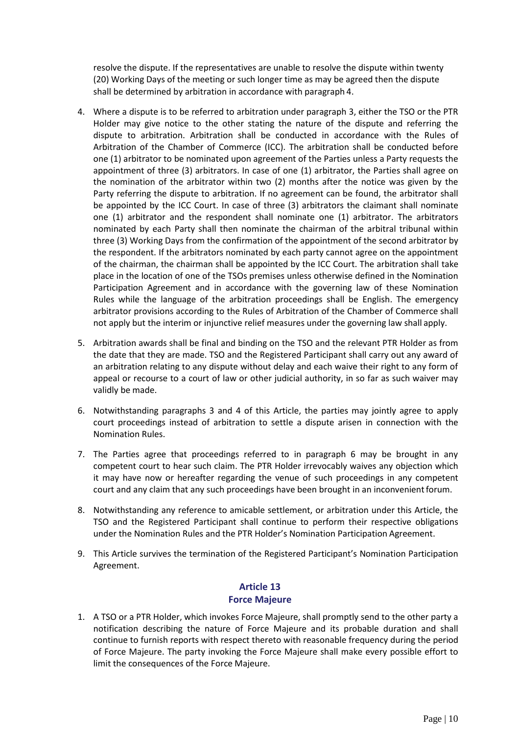resolve the dispute. If the representatives are unable to resolve the dispute within twenty (20) Working Days of the meeting or such longer time as may be agreed then the dispute shall be determined by arbitration in accordance with paragraph 4.

4. Where a dispute is to be referred to arbitration under paragraph 3, either the TSO or the PTR Holder may give notice to the other stating the nature of the dispute and referring the dispute to arbitration. Arbitration shall be conducted in accordance with the Rules of Arbitration of the Chamber of Commerce (ICC). The arbitration shall be conducted before one (1) arbitrator to be nominated upon agreement of the Parties unless a Party requests the appointment of three (3) arbitrators. In case of one (1) arbitrator, the Parties shall agree on the nomination of the arbitrator within two (2) months after the notice was given by the Party referring the dispute to arbitration. If no agreement can be found, the arbitrator shall be appointed by the ICC Court. In case of three (3) arbitrators the claimant shall nominate one (1) arbitrator and the respondent shall nominate one (1) arbitrator. The arbitrators nominated by each Party shall then nominate the chairman of the arbitral tribunal within three (3) Working Days from the confirmation of the appointment of the second arbitrator by the respondent. If the arbitrators nominated by each party cannot agree on the appointment of the chairman, the chairman shall be appointed by the ICC Court. The arbitration shall take place in the location of one of the TSOs premises unless otherwise defined in the Nomination Participation Agreement and in accordance with the governing law of these Nomination Rules while the language of the arbitration proceedings shall be English. The emergency arbitrator provisions according to the Rules of Arbitration of the Chamber of Commerce shall not apply but the interim or injunctive relief measures under the governing law shall apply.

5. Arbitration awards shall be final and binding on the TSO and the relevant PTR Holder as from the date that they are made. TSO and the Registered Participant shall carry out any award of an arbitration relating to any dispute without delay and each waive their right to any form of appeal or recourse to a court of law or other judicial authority, in so far as such waiver may validly be made.

6. Notwithstanding paragraphs 3 and 4 of this Article, the parties may jointly agree to apply court proceedings instead of arbitration to settle a dispute arisen in connection with the Nomination Rules.

7. The Parties agree that proceedings referred to in paragraph 6 may be brought in any competent court to hear such claim. The PTR Holder irrevocably waives any objection which it may have now or hereafter regarding the venue of such proceedings in any competent court and any claim that any such proceedings have been brought in an inconvenient forum.

8. Notwithstanding any reference to amicable settlement, or arbitration under this Article, the TSO and the Registered Participant shall continue to perform their respective obligations under the Nomination Rules and the PTR Holder's Nomination Participation Agreement.

9. This Article survives the termination of the Registered Participant's Nomination Participation Agreement.

## Article 13
## Force Majeure

1. A TSO or a PTR Holder, which invokes Force Majeure, shall promptly send to the other party a notification describing the nature of Force Majeure and its probable duration and shall continue to furnish reports with respect thereto with reasonable frequency during the period of Force Majeure. The party invoking the Force Majeure shall make every possible effort to limit the consequences of the Force Majeure.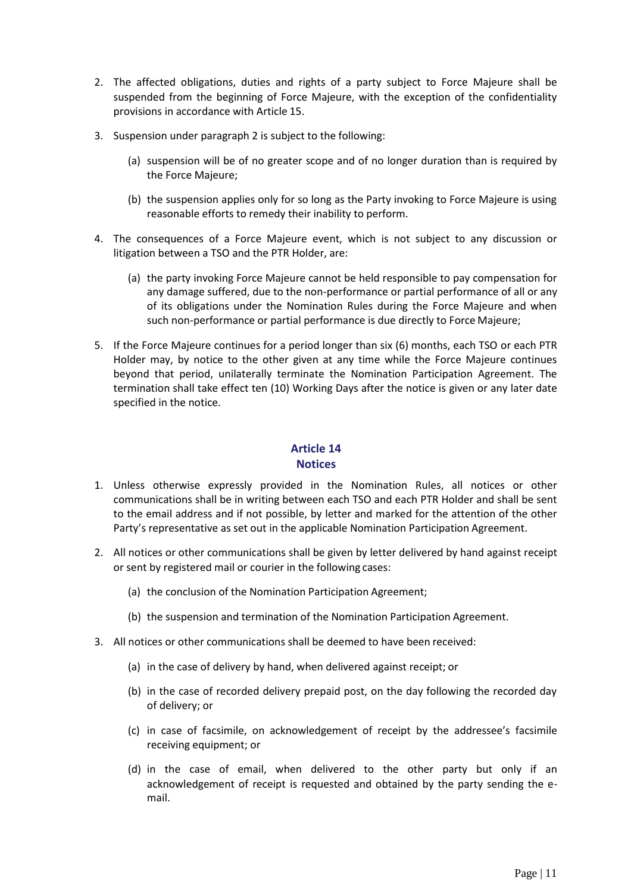2. The affected obligations, duties and rights of a party subject to Force Majeure shall be suspended from the beginning of Force Majeure, with the exception of the confidentiality provisions in accordance with Article 15.

3. Suspension under paragraph 2 is subject to the following:

   (a) suspension will be of no greater scope and of no longer duration than is required by the Force Majeure;

   (b) the suspension applies only for so long as the Party invoking to Force Majeure is using reasonable efforts to remedy their inability to perform.

4. The consequences of a Force Majeure event, which is not subject to any discussion or litigation between a TSO and the PTR Holder, are:

   (a) the party invoking Force Majeure cannot be held responsible to pay compensation for any damage suffered, due to the non-performance or partial performance of all or any of its obligations under the Nomination Rules during the Force Majeure and when such non-performance or partial performance is due directly to Force Majeure;

5. If the Force Majeure continues for a period longer than six (6) months, each TSO or each PTR Holder may, by notice to the other given at any time while the Force Majeure continues beyond that period, unilaterally terminate the Nomination Participation Agreement. The termination shall take effect ten (10) Working Days after the notice is given or any later date specified in the notice.

## Article 14
## Notices

1. Unless otherwise expressly provided in the Nomination Rules, all notices or other communications shall be in writing between each TSO and each PTR Holder and shall be sent to the email address and if not possible, by letter and marked for the attention of the other Party's representative as set out in the applicable Nomination Participation Agreement.

2. All notices or other communications shall be given by letter delivered by hand against receipt or sent by registered mail or courier in the following cases:

   (a) the conclusion of the Nomination Participation Agreement;

   (b) the suspension and termination of the Nomination Participation Agreement.

3. All notices or other communications shall be deemed to have been received:

   (a) in the case of delivery by hand, when delivered against receipt; or

   (b) in the case of recorded delivery prepaid post, on the day following the recorded day of delivery; or

   (c) in case of facsimile, on acknowledgement of receipt by the addressee's facsimile receiving equipment; or

   (d) in the case of email, when delivered to the other party but only if an acknowledgement of receipt is requested and obtained by the party sending the e-mail.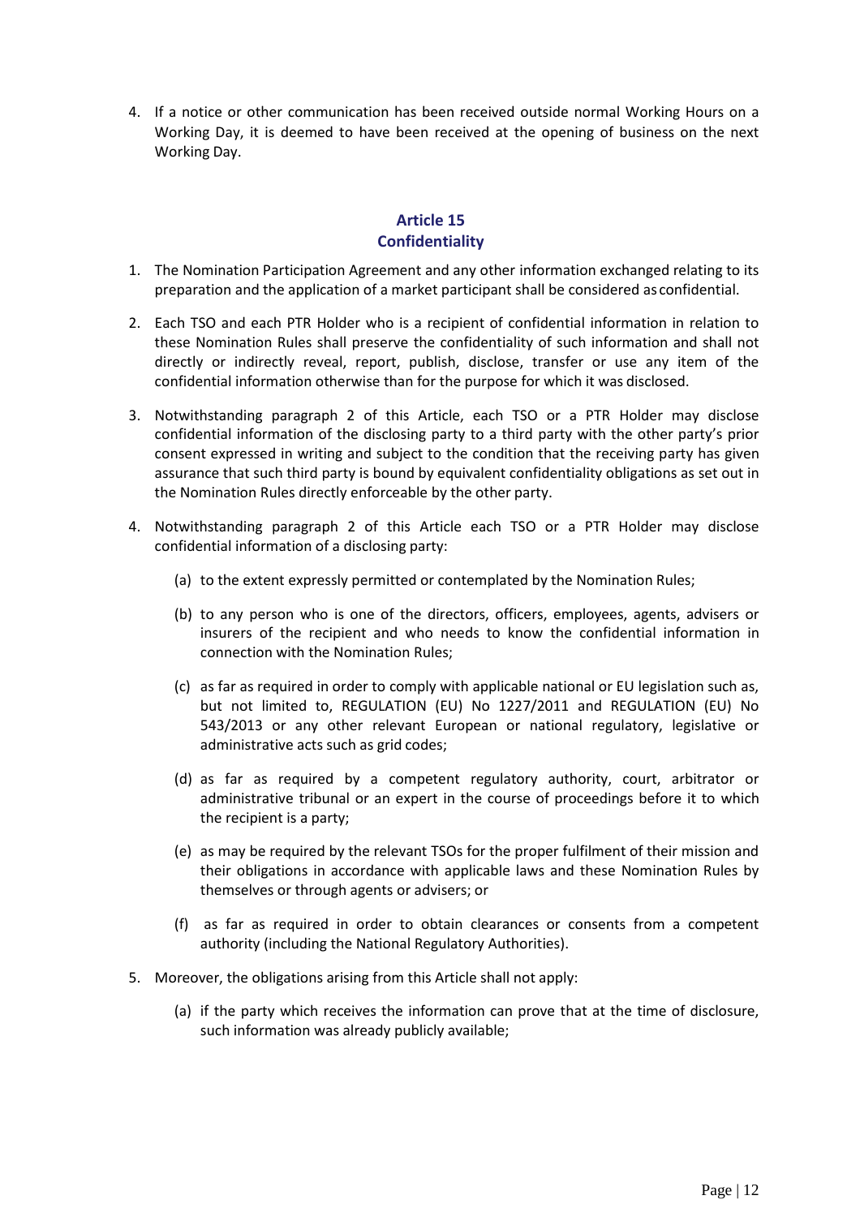4. If a notice or other communication has been received outside normal Working Hours on a Working Day, it is deemed to have been received at the opening of business on the next Working Day.

## Article 15
## Confidentiality

1. The Nomination Participation Agreement and any other information exchanged relating to its preparation and the application of a market participant shall be considered as confidential.

2. Each TSO and each PTR Holder who is a recipient of confidential information in relation to these Nomination Rules shall preserve the confidentiality of such information and shall not directly or indirectly reveal, report, publish, disclose, transfer or use any item of the confidential information otherwise than for the purpose for which it was disclosed.

3. Notwithstanding paragraph 2 of this Article, each TSO or a PTR Holder may disclose confidential information of the disclosing party to a third party with the other party's prior consent expressed in writing and subject to the condition that the receiving party has given assurance that such third party is bound by equivalent confidentiality obligations as set out in the Nomination Rules directly enforceable by the other party.

4. Notwithstanding paragraph 2 of this Article each TSO or a PTR Holder may disclose confidential information of a disclosing party:

   (a) to the extent expressly permitted or contemplated by the Nomination Rules;

   (b) to any person who is one of the directors, officers, employees, agents, advisers or insurers of the recipient and who needs to know the confidential information in connection with the Nomination Rules;

   (c) as far as required in order to comply with applicable national or EU legislation such as, but not limited to, REGULATION (EU) No 1227/2011 and REGULATION (EU) No 543/2013 or any other relevant European or national regulatory, legislative or administrative acts such as grid codes;

   (d) as far as required by a competent regulatory authority, court, arbitrator or administrative tribunal or an expert in the course of proceedings before it to which the recipient is a party;

   (e) as may be required by the relevant TSOs for the proper fulfilment of their mission and their obligations in accordance with applicable laws and these Nomination Rules by themselves or through agents or advisers; or

   (f) as far as required in order to obtain clearances or consents from a competent authority (including the National Regulatory Authorities).

5. Moreover, the obligations arising from this Article shall not apply:

   (a) if the party which receives the information can prove that at the time of disclosure, such information was already publicly available;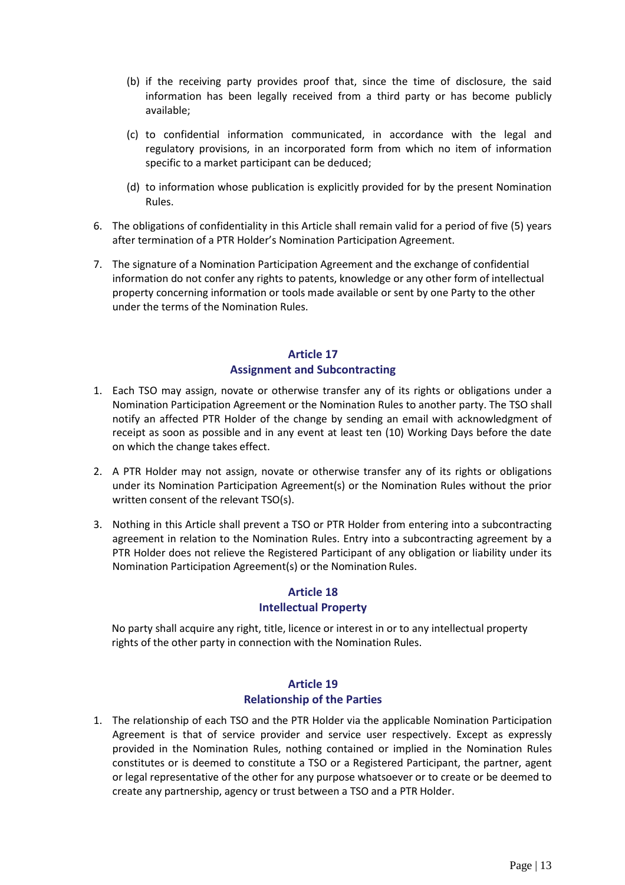(b) if the receiving party provides proof that, since the time of disclosure, the said information has been legally received from a third party or has become publicly available;

(c) to confidential information communicated, in accordance with the legal and regulatory provisions, in an incorporated form from which no item of information specific to a market participant can be deduced;

(d) to information whose publication is explicitly provided for by the present Nomination Rules.

6. The obligations of confidentiality in this Article shall remain valid for a period of five (5) years after termination of a PTR Holder's Nomination Participation Agreement.

7. The signature of a Nomination Participation Agreement and the exchange of confidential information do not confer any rights to patents, knowledge or any other form of intellectual property concerning information or tools made available or sent by one Party to the other under the terms of the Nomination Rules.

## Article 17
## Assignment and Subcontracting

1. Each TSO may assign, novate or otherwise transfer any of its rights or obligations under a Nomination Participation Agreement or the Nomination Rules to another party. The TSO shall notify an affected PTR Holder of the change by sending an email with acknowledgment of receipt as soon as possible and in any event at least ten (10) Working Days before the date on which the change takes effect.

2. A PTR Holder may not assign, novate or otherwise transfer any of its rights or obligations under its Nomination Participation Agreement(s) or the Nomination Rules without the prior written consent of the relevant TSO(s).

3. Nothing in this Article shall prevent a TSO or PTR Holder from entering into a subcontracting agreement in relation to the Nomination Rules. Entry into a subcontracting agreement by a PTR Holder does not relieve the Registered Participant of any obligation or liability under its Nomination Participation Agreement(s) or the Nomination Rules.

## Article 18
## Intellectual Property

No party shall acquire any right, title, licence or interest in or to any intellectual property rights of the other party in connection with the Nomination Rules.

## Article 19
## Relationship of the Parties

1. The relationship of each TSO and the PTR Holder via the applicable Nomination Participation Agreement is that of service provider and service user respectively. Except as expressly provided in the Nomination Rules, nothing contained or implied in the Nomination Rules constitutes or is deemed to constitute a TSO or a Registered Participant, the partner, agent or legal representative of the other for any purpose whatsoever or to create or be deemed to create any partnership, agency or trust between a TSO and a PTR Holder.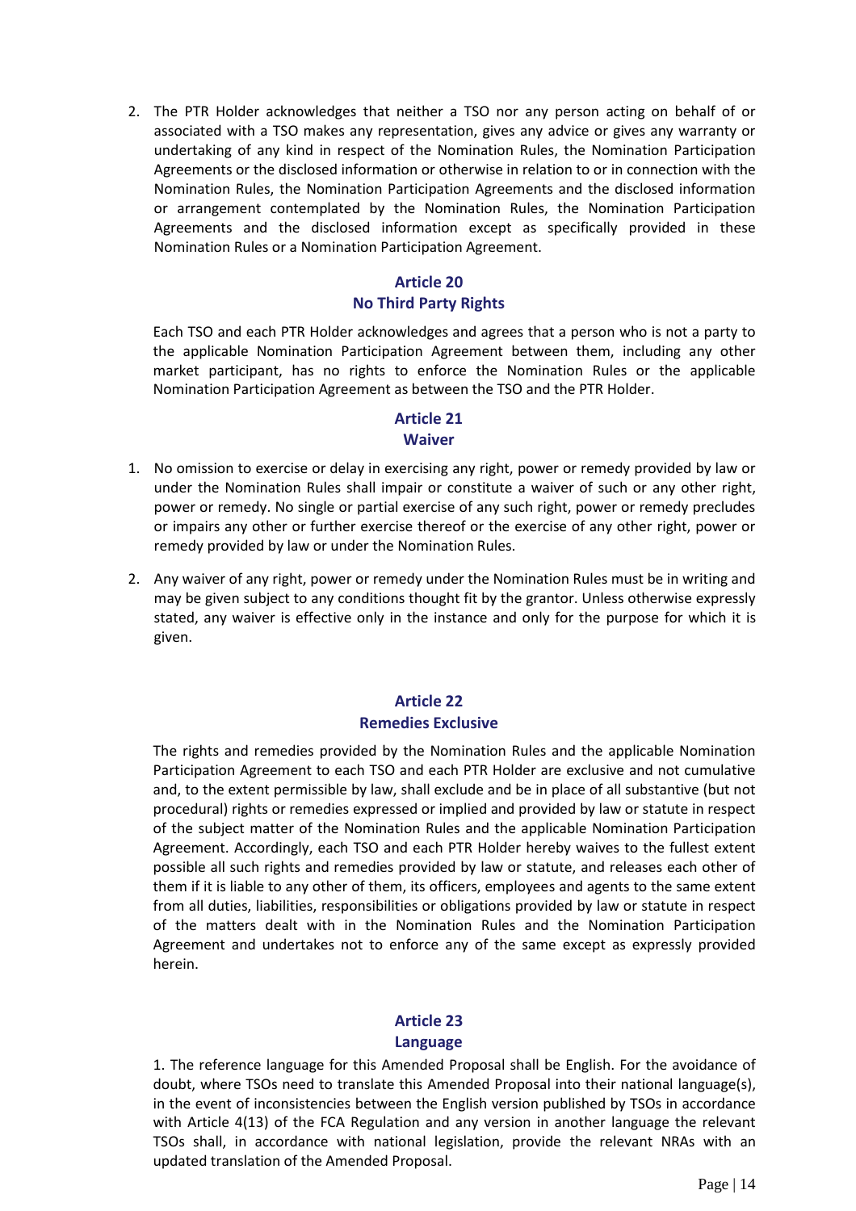2. The PTR Holder acknowledges that neither a TSO nor any person acting on behalf of or associated with a TSO makes any representation, gives any advice or gives any warranty or undertaking of any kind in respect of the Nomination Rules, the Nomination Participation Agreements or the disclosed information or otherwise in relation to or in connection with the Nomination Rules, the Nomination Participation Agreements and the disclosed information or arrangement contemplated by the Nomination Rules, the Nomination Participation Agreements and the disclosed information except as specifically provided in these Nomination Rules or a Nomination Participation Agreement.

## Article 20
## No Third Party Rights

Each TSO and each PTR Holder acknowledges and agrees that a person who is not a party to the applicable Nomination Participation Agreement between them, including any other market participant, has no rights to enforce the Nomination Rules or the applicable Nomination Participation Agreement as between the TSO and the PTR Holder.

## Article 21
## Waiver

1. No omission to exercise or delay in exercising any right, power or remedy provided by law or under the Nomination Rules shall impair or constitute a waiver of such or any other right, power or remedy. No single or partial exercise of any such right, power or remedy precludes or impairs any other or further exercise thereof or the exercise of any other right, power or remedy provided by law or under the Nomination Rules.

2. Any waiver of any right, power or remedy under the Nomination Rules must be in writing and may be given subject to any conditions thought fit by the grantor. Unless otherwise expressly stated, any waiver is effective only in the instance and only for the purpose for which it is given.

## Article 22
## Remedies Exclusive

The rights and remedies provided by the Nomination Rules and the applicable Nomination Participation Agreement to each TSO and each PTR Holder are exclusive and not cumulative and, to the extent permissible by law, shall exclude and be in place of all substantive (but not procedural) rights or remedies expressed or implied and provided by law or statute in respect of the subject matter of the Nomination Rules and the applicable Nomination Participation Agreement. Accordingly, each TSO and each PTR Holder hereby waives to the fullest extent possible all such rights and remedies provided by law or statute, and releases each other of them if it is liable to any other of them, its officers, employees and agents to the same extent from all duties, liabilities, responsibilities or obligations provided by law or statute in respect of the matters dealt with in the Nomination Rules and the Nomination Participation Agreement and undertakes not to enforce any of the same except as expressly provided herein.

## Article 23
## Language

1. The reference language for this Amended Proposal shall be English. For the avoidance of doubt, where TSOs need to translate this Amended Proposal into their national language(s), in the event of inconsistencies between the English version published by TSOs in accordance with Article 4(13) of the FCA Regulation and any version in another language the relevant TSOs shall, in accordance with national legislation, provide the relevant NRAs with an updated translation of the Amended Proposal.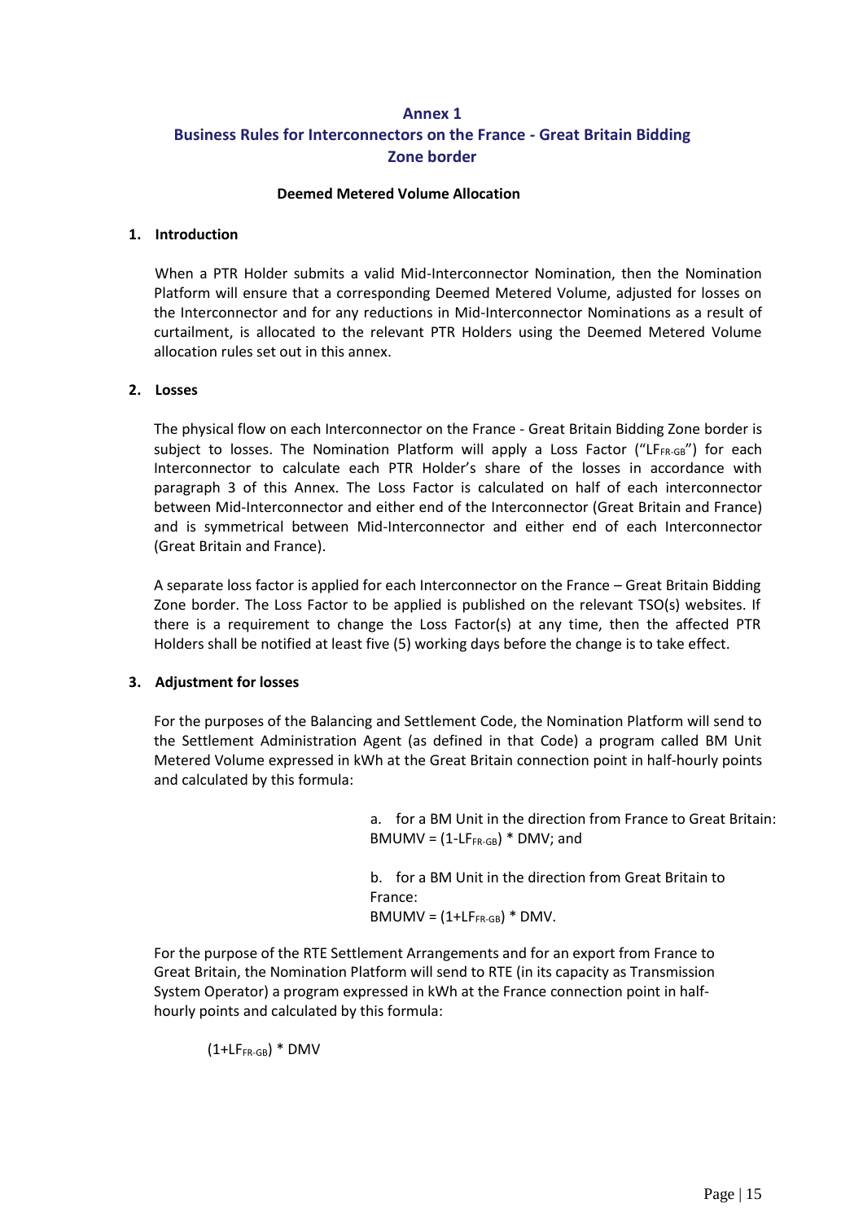# Annex 1
# Business Rules for Interconnectors on the France - Great Britain Bidding Zone border

**Deemed Metered Volume Allocation**

## 1. Introduction

When a PTR Holder submits a valid Mid-Interconnector Nomination, then the Nomination Platform will ensure that a corresponding Deemed Metered Volume, adjusted for losses on the Interconnector and for any reductions in Mid-Interconnector Nominations as a result of curtailment, is allocated to the relevant PTR Holders using the Deemed Metered Volume allocation rules set out in this annex.

## 2. Losses

The physical flow on each Interconnector on the France - Great Britain Bidding Zone border is subject to losses. The Nomination Platform will apply a Loss Factor ("$LF_{FR-GB}$") for each Interconnector to calculate each PTR Holder's share of the losses in accordance with paragraph 3 of this Annex. The Loss Factor is calculated on half of each interconnector between Mid-Interconnector and either end of the Interconnector (Great Britain and France) and is symmetrical between Mid-Interconnector and either end of each Interconnector (Great Britain and France).

A separate loss factor is applied for each Interconnector on the France – Great Britain Bidding Zone border. The Loss Factor to be applied is published on the relevant TSO(s) websites. If there is a requirement to change the Loss Factor(s) at any time, then the affected PTR Holders shall be notified at least five (5) working days before the change is to take effect.

## 3. Adjustment for losses

For the purposes of the Balancing and Settlement Code, the Nomination Platform will send to the Settlement Administration Agent (as defined in that Code) a program called BM Unit Metered Volume expressed in kWh at the Great Britain connection point in half-hourly points and calculated by this formula:

a. for a BM Unit in the direction from France to Great Britain:
$BMUMV = (1-LF_{FR-GB}) * DMV$; and

b. for a BM Unit in the direction from Great Britain to France:
$BMUMV = (1+LF_{FR-GB}) * DMV$.

For the purpose of the RTE Settlement Arrangements and for an export from France to Great Britain, the Nomination Platform will send to RTE (in its capacity as Transmission System Operator) a program expressed in kWh at the France connection point in half-hourly points and calculated by this formula:

$(1+LF_{FR-GB}) * DMV$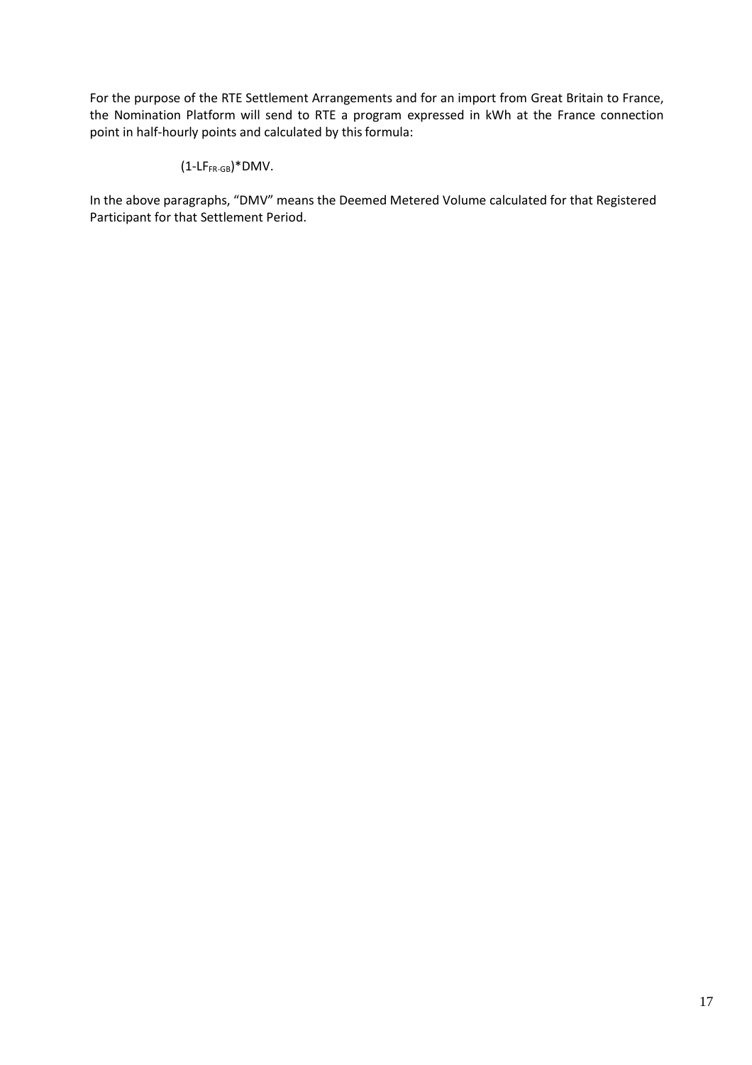For the purpose of the RTE Settlement Arrangements and for an import from Great Britain to France, the Nomination Platform will send to RTE a program expressed in kWh at the France connection point in half-hourly points and calculated by this formula:

$$(1-LF_{FR\text{-}GB})*DMV.$$

In the above paragraphs, "DMV" means the Deemed Metered Volume calculated for that Registered Participant for that Settlement Period.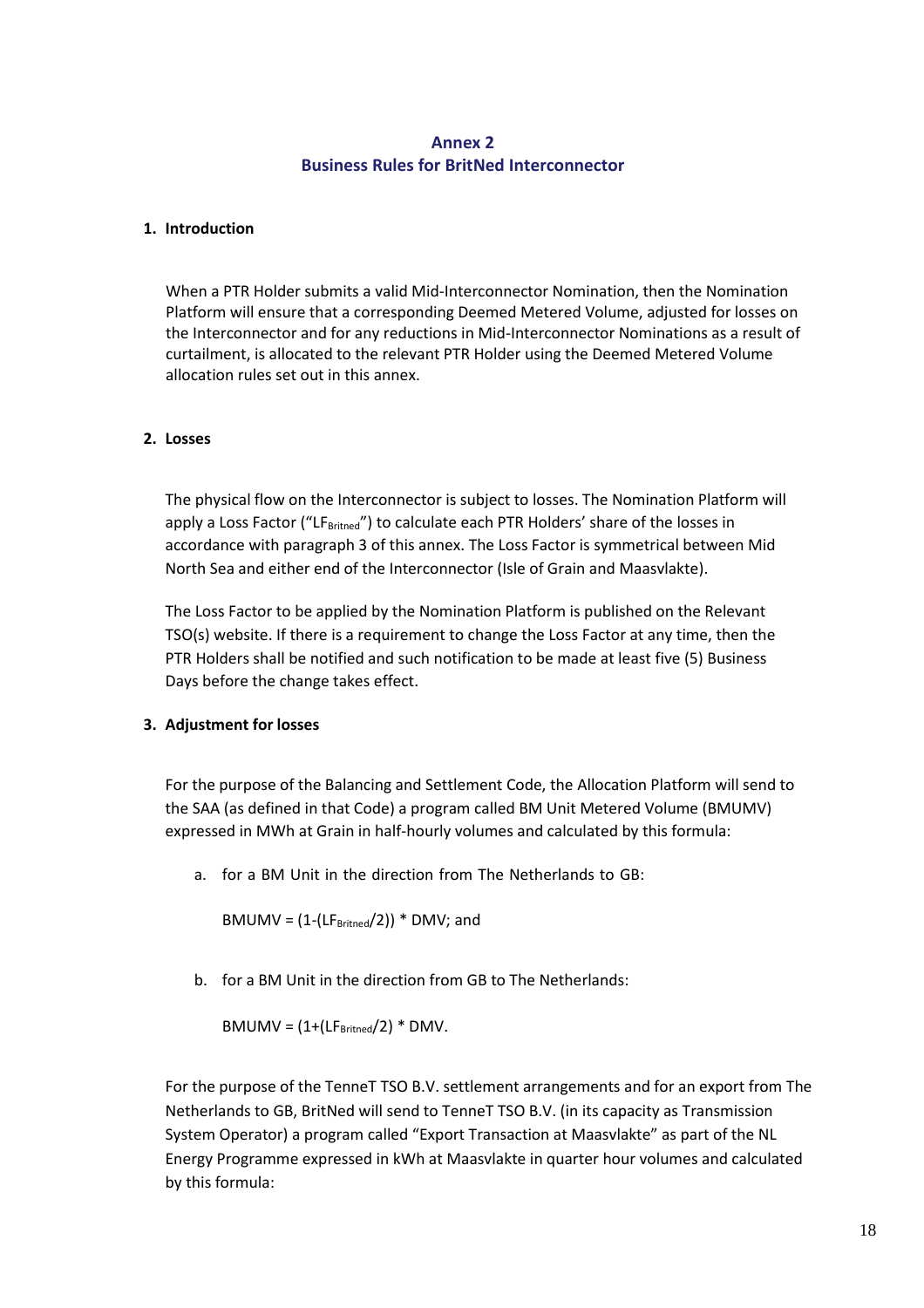## Annex 2
## Business Rules for BritNed Interconnector

### 1. Introduction

When a PTR Holder submits a valid Mid-Interconnector Nomination, then the Nomination Platform will ensure that a corresponding Deemed Metered Volume, adjusted for losses on the Interconnector and for any reductions in Mid-Interconnector Nominations as a result of curtailment, is allocated to the relevant PTR Holder using the Deemed Metered Volume allocation rules set out in this annex.

### 2. Losses

The physical flow on the Interconnector is subject to losses. The Nomination Platform will apply a Loss Factor (“$LF_{Britned}$”) to calculate each PTR Holders’ share of the losses in accordance with paragraph 3 of this annex. The Loss Factor is symmetrical between Mid North Sea and either end of the Interconnector (Isle of Grain and Maasvlakte).

The Loss Factor to be applied by the Nomination Platform is published on the Relevant TSO(s) website. If there is a requirement to change the Loss Factor at any time, then the PTR Holders shall be notified and such notification to be made at least five (5) Business Days before the change takes effect.

### 3. Adjustment for losses

For the purpose of the Balancing and Settlement Code, the Allocation Platform will send to the SAA (as defined in that Code) a program called BM Unit Metered Volume (BMUMV) expressed in MWh at Grain in half-hourly volumes and calculated by this formula:

a. for a BM Unit in the direction from The Netherlands to GB:

   $BMUMV = (1-(LF_{Britned}/2)) * DMV$; and

b. for a BM Unit in the direction from GB to The Netherlands:

   $BMUMV = (1+(LF_{Britned}/2) * DMV$.

For the purpose of the TenneT TSO B.V. settlement arrangements and for an export from The Netherlands to GB, BritNed will send to TenneT TSO B.V. (in its capacity as Transmission System Operator) a program called “Export Transaction at Maasvlakte” as part of the NL Energy Programme expressed in kWh at Maasvlakte in quarter hour volumes and calculated by this formula: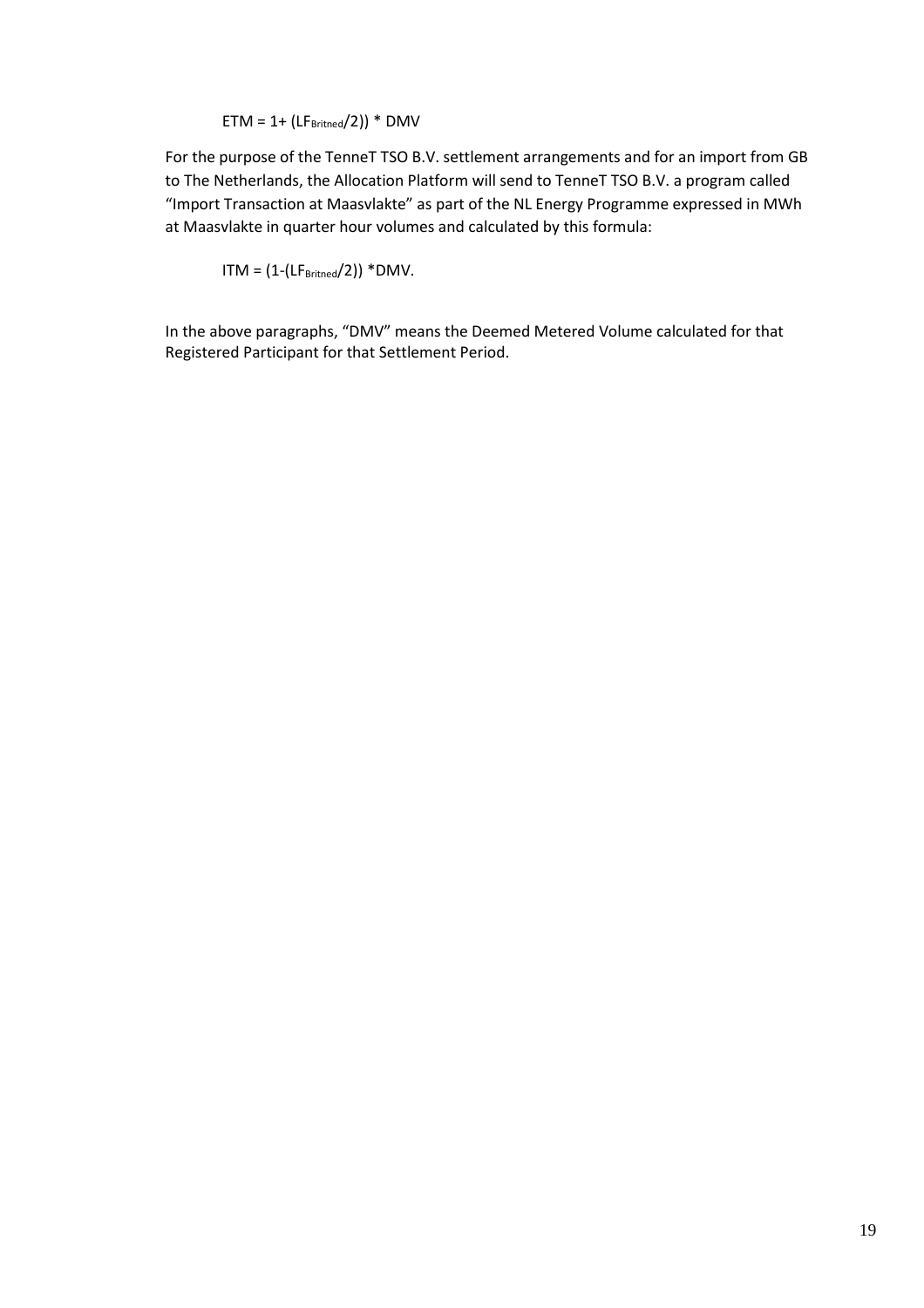$$ETM = 1+ (LF_{Britned}/2)) * DMV$$

For the purpose of the TenneT TSO B.V. settlement arrangements and for an import from GB to The Netherlands, the Allocation Platform will send to TenneT TSO B.V. a program called "Import Transaction at Maasvlakte" as part of the NL Energy Programme expressed in MWh at Maasvlakte in quarter hour volumes and calculated by this formula:

$$ITM = (1-(LF_{Britned}/2)) *DMV.$$

In the above paragraphs, "DMV" means the Deemed Metered Volume calculated for that Registered Participant for that Settlement Period.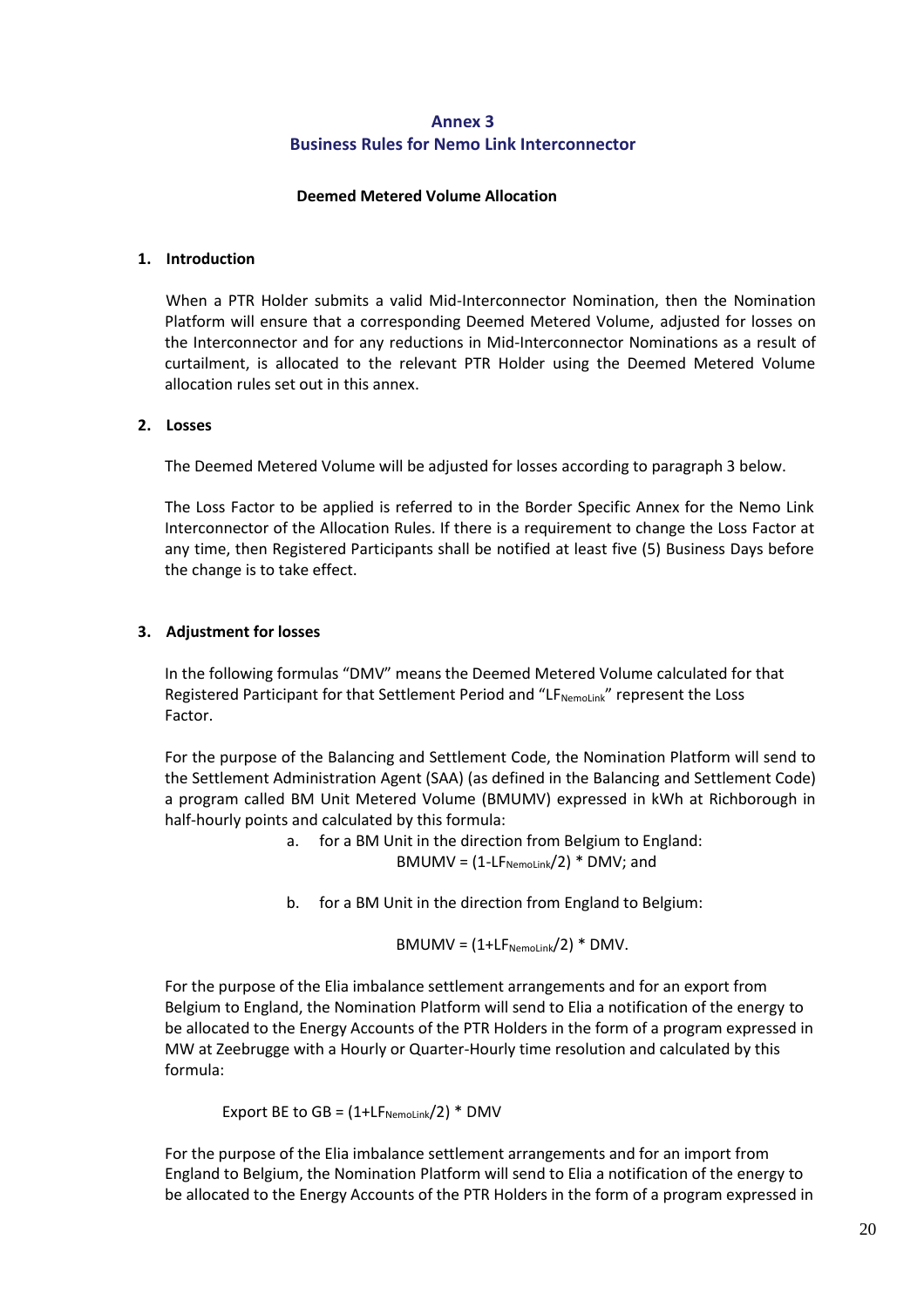# Annex 3
# Business Rules for Nemo Link Interconnector

**Deemed Metered Volume Allocation**

## 1. Introduction

When a PTR Holder submits a valid Mid-Interconnector Nomination, then the Nomination Platform will ensure that a corresponding Deemed Metered Volume, adjusted for losses on the Interconnector and for any reductions in Mid-Interconnector Nominations as a result of curtailment, is allocated to the relevant PTR Holder using the Deemed Metered Volume allocation rules set out in this annex.

## 2. Losses

The Deemed Metered Volume will be adjusted for losses according to paragraph 3 below.

The Loss Factor to be applied is referred to in the Border Specific Annex for the Nemo Link Interconnector of the Allocation Rules. If there is a requirement to change the Loss Factor at any time, then Registered Participants shall be notified at least five (5) Business Days before the change is to take effect.

## 3. Adjustment for losses

In the following formulas "DMV" means the Deemed Metered Volume calculated for that Registered Participant for that Settlement Period and "$LF_{NemoLink}$" represent the Loss Factor.

For the purpose of the Balancing and Settlement Code, the Nomination Platform will send to the Settlement Administration Agent (SAA) (as defined in the Balancing and Settlement Code) a program called BM Unit Metered Volume (BMUMV) expressed in kWh at Richborough in half-hourly points and calculated by this formula:

a. for a BM Unit in the direction from Belgium to England:
$BMUMV = (1-LF_{NemoLink}/2) * DMV$; and

b. for a BM Unit in the direction from England to Belgium:

$BMUMV = (1+LF_{NemoLink}/2) * DMV$.

For the purpose of the Elia imbalance settlement arrangements and for an export from Belgium to England, the Nomination Platform will send to Elia a notification of the energy to be allocated to the Energy Accounts of the PTR Holders in the form of a program expressed in MW at Zeebrugge with a Hourly or Quarter-Hourly time resolution and calculated by this formula:

$\text{Export BE to GB} = (1+LF_{NemoLink}/2) * DMV$

For the purpose of the Elia imbalance settlement arrangements and for an import from England to Belgium, the Nomination Platform will send to Elia a notification of the energy to be allocated to the Energy Accounts of the PTR Holders in the form of a program expressed in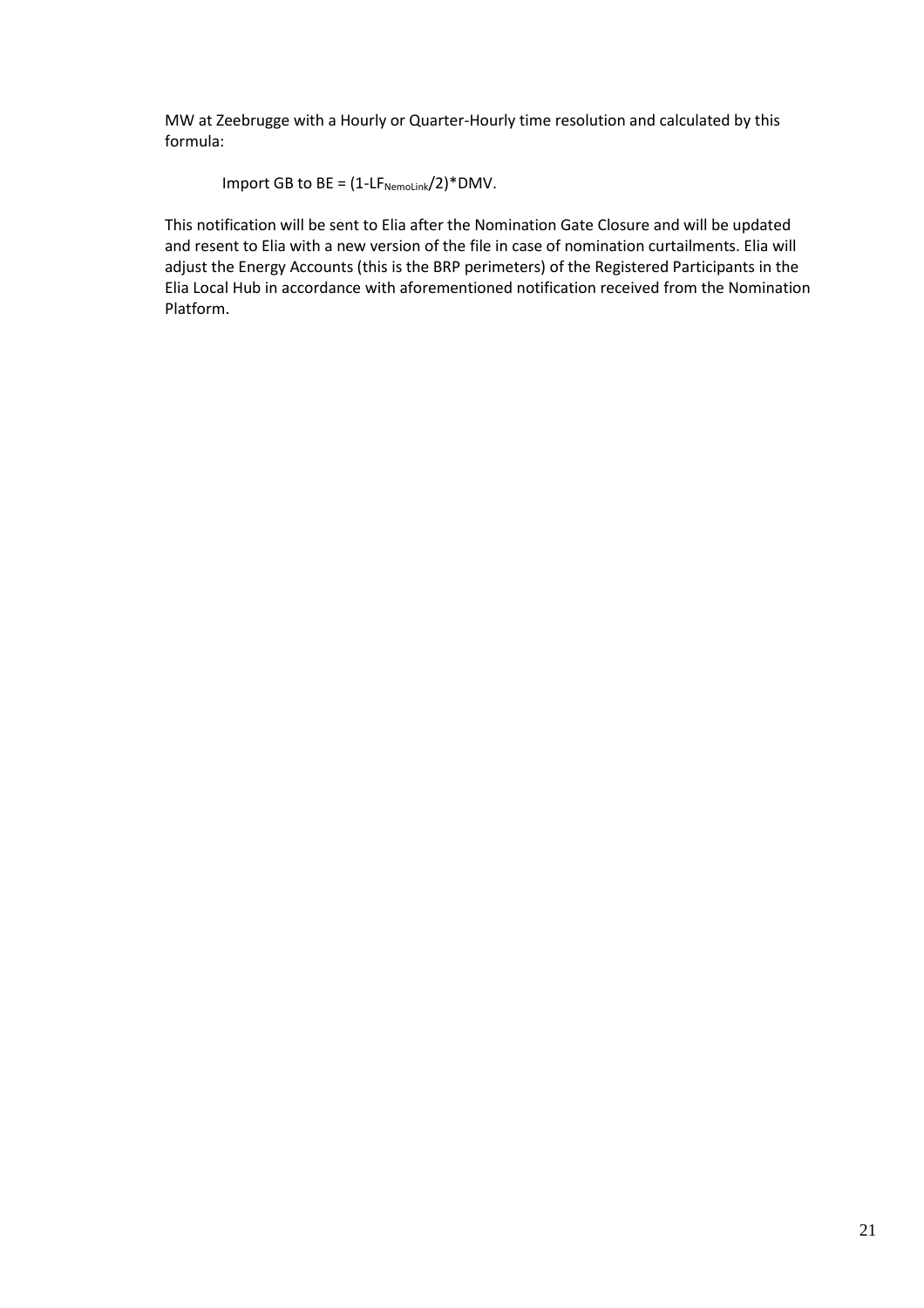MW at Zeebrugge with a Hourly or Quarter-Hourly time resolution and calculated by this formula:

$$\text{Import GB to BE} = (1\text{-}LF_{NemoLink}/2)*DMV.$$

This notification will be sent to Elia after the Nomination Gate Closure and will be updated and resent to Elia with a new version of the file in case of nomination curtailments. Elia will adjust the Energy Accounts (this is the BRP perimeters) of the Registered Participants in the Elia Local Hub in accordance with aforementioned notification received from the Nomination Platform.